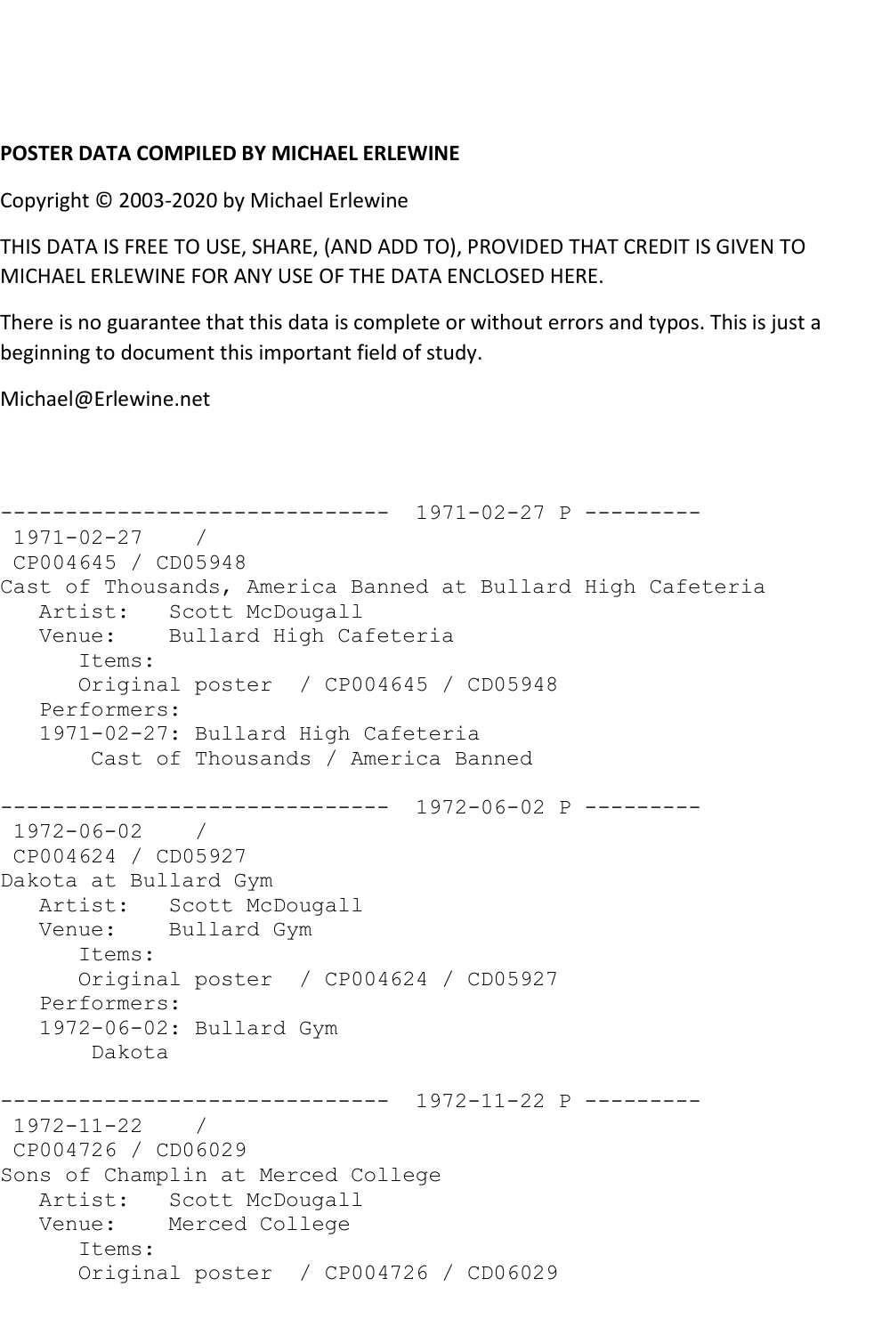**POSTER DATA COMPILED BY MICHAEL ERLEWINE**

Copyright © 2003-2020 by Michael Erlewine

THIS DATA IS FREE TO USE, SHARE, (AND ADD TO), PROVIDED THAT CREDIT IS GIVEN TO MICHAEL ERLEWINE FOR ANY USE OF THE DATA ENCLOSED HERE.

There is no guarantee that this data is complete or without errors and typos. This is just a beginning to document this important field of study.

Michael@Erlewine.net

```
------------------------------  1971-02-27 P ---------
 1971-02-27    /
 CP004645 / CD05948
Cast of Thousands, America Banned at Bullard High Cafeteria
   Artist:   Scott McDougall
   Venue:    Bullard High Cafeteria
      Items:
      Original poster  / CP004645 / CD05948
   Performers:
   1971-02-27: Bullard High Cafeteria
       Cast of Thousands / America Banned

------------------------------  1972-06-02 P ---------
 1972-06-02    /
 CP004624 / CD05927
Dakota at Bullard Gym
   Artist:   Scott McDougall
   Venue:    Bullard Gym
      Items:
      Original poster  / CP004624 / CD05927
   Performers:
   1972-06-02: Bullard Gym
       Dakota

------------------------------  1972-11-22 P ---------
 1972-11-22    /
 CP004726 / CD06029
Sons of Champlin at Merced College
   Artist:   Scott McDougall
   Venue:    Merced College
      Items:
      Original poster  / CP004726 / CD06029
```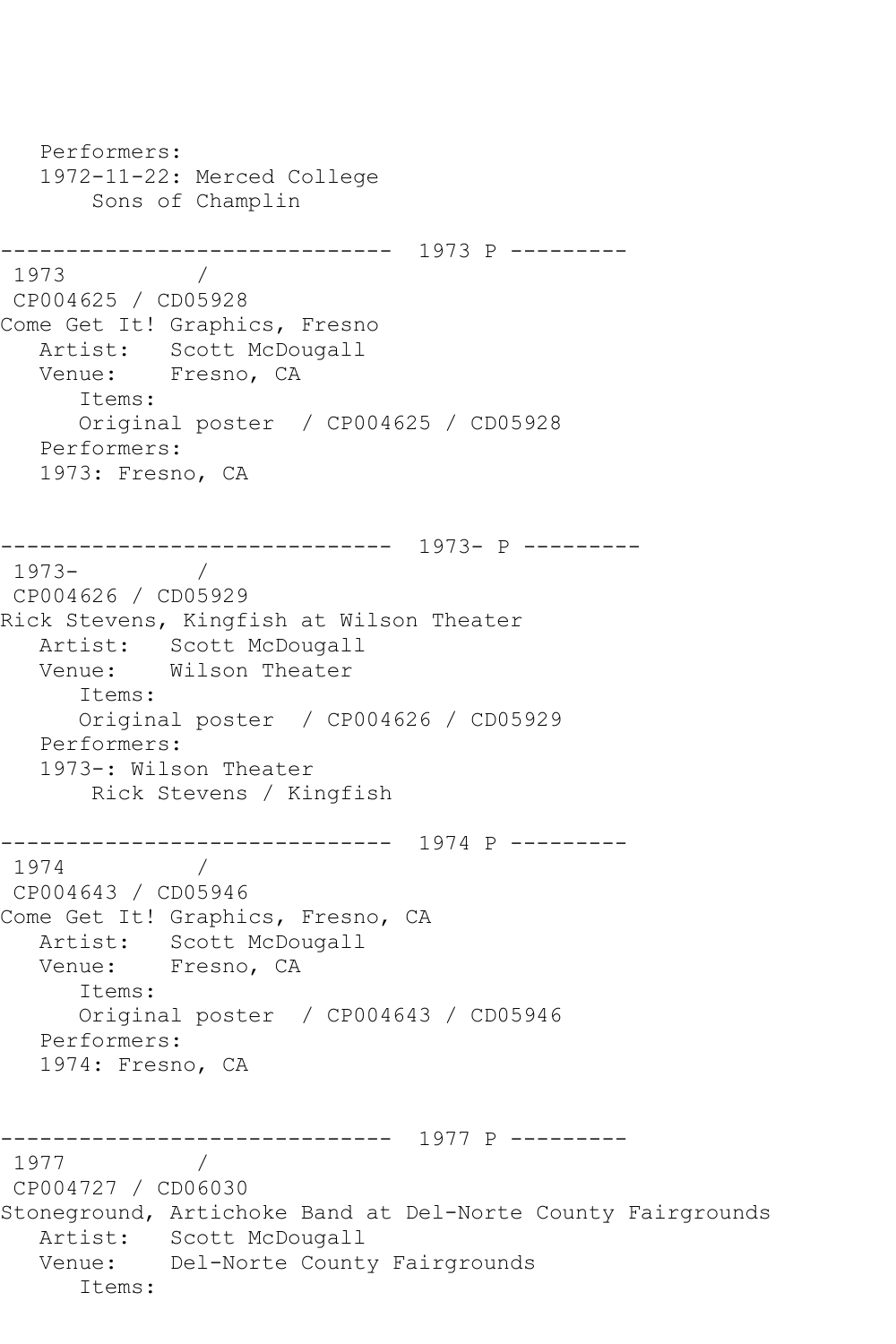Performers:
1972-11-22: Merced College
Sons of Champlin

------------------------------ 1973 P ---------

1973 /
CP004625 / CD05928
Come Get It! Graphics, Fresno
Artist: Scott McDougall
Venue: Fresno, CA
Items:
Original poster / CP004625 / CD05928
Performers:
1973: Fresno, CA

------------------------------ 1973- P ---------

1973- /
CP004626 / CD05929
Rick Stevens, Kingfish at Wilson Theater
Artist: Scott McDougall
Venue: Wilson Theater
Items:
Original poster / CP004626 / CD05929
Performers:
1973-: Wilson Theater
Rick Stevens / Kingfish

------------------------------ 1974 P ---------

1974 /
CP004643 / CD05946
Come Get It! Graphics, Fresno, CA
Artist: Scott McDougall
Venue: Fresno, CA
Items:
Original poster / CP004643 / CD05946
Performers:
1974: Fresno, CA

------------------------------ 1977 P ---------

1977 /
CP004727 / CD06030
Stoneground, Artichoke Band at Del-Norte County Fairgrounds
Artist: Scott McDougall
Venue: Del-Norte County Fairgrounds
Items: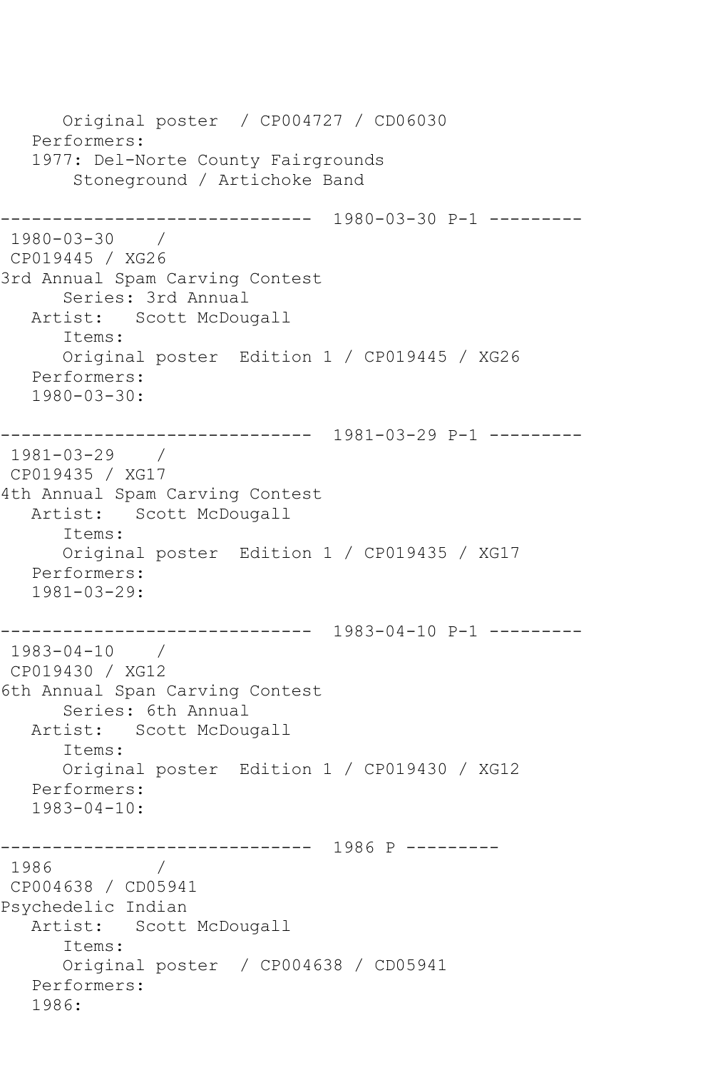Original poster  / CP004727 / CD06030
   Performers:
   1977: Del-Norte County Fairgrounds
       Stoneground / Artichoke Band

------------------------------ 1980-03-30 P-1 ---------

1980-03-30    /
CP019445 / XG26
3rd Annual Spam Carving Contest
      Series: 3rd Annual
   Artist:   Scott McDougall
      Items:
      Original poster  Edition 1 / CP019445 / XG26
   Performers:
   1980-03-30:

------------------------------ 1981-03-29 P-1 ---------

1981-03-29    /
CP019435 / XG17
4th Annual Spam Carving Contest
   Artist:   Scott McDougall
      Items:
      Original poster  Edition 1 / CP019435 / XG17
   Performers:
   1981-03-29:

------------------------------ 1983-04-10 P-1 ---------

1983-04-10    /
CP019430 / XG12
6th Annual Span Carving Contest
      Series: 6th Annual
   Artist:   Scott McDougall
      Items:
      Original poster  Edition 1 / CP019430 / XG12
   Performers:
   1983-04-10:

------------------------------ 1986 P ---------

1986          /
CP004638 / CD05941
Psychedelic Indian
   Artist:   Scott McDougall
      Items:
      Original poster  / CP004638 / CD05941
   Performers:
   1986: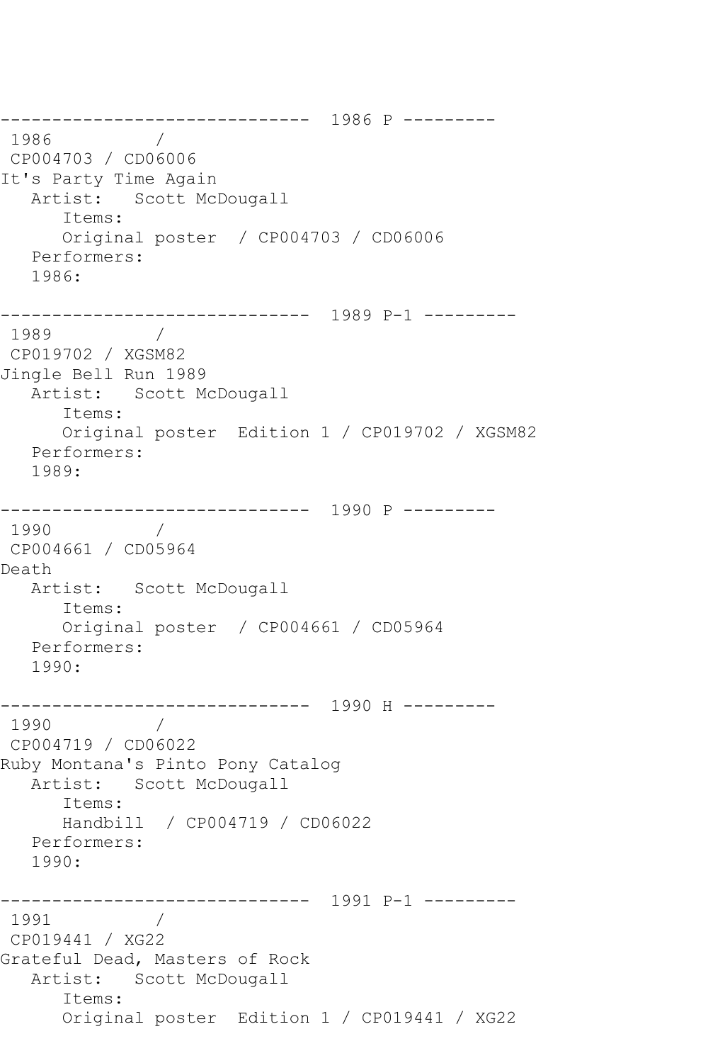------------------------------ 1986 P ---------

1986 /

CP004703 / CD06006

It's Party Time Again

Artist: Scott McDougall

Items:

Original poster / CP004703 / CD06006

Performers:

1986:

------------------------------ 1989 P-1 ---------

1989 /

CP019702 / XGSM82

Jingle Bell Run 1989

Artist: Scott McDougall

Items:

Original poster Edition 1 / CP019702 / XGSM82

Performers:

1989:

------------------------------ 1990 P ---------

1990 /

CP004661 / CD05964

Death

Artist: Scott McDougall

Items:

Original poster / CP004661 / CD05964

Performers:

1990:

------------------------------ 1990 H ---------

1990 /

CP004719 / CD06022

Ruby Montana's Pinto Pony Catalog

Artist: Scott McDougall

Items:

Handbill / CP004719 / CD06022

Performers:

1990:

------------------------------ 1991 P-1 ---------

1991 /

CP019441 / XG22

Grateful Dead, Masters of Rock

Artist: Scott McDougall

Items:

Original poster Edition 1 / CP019441 / XG22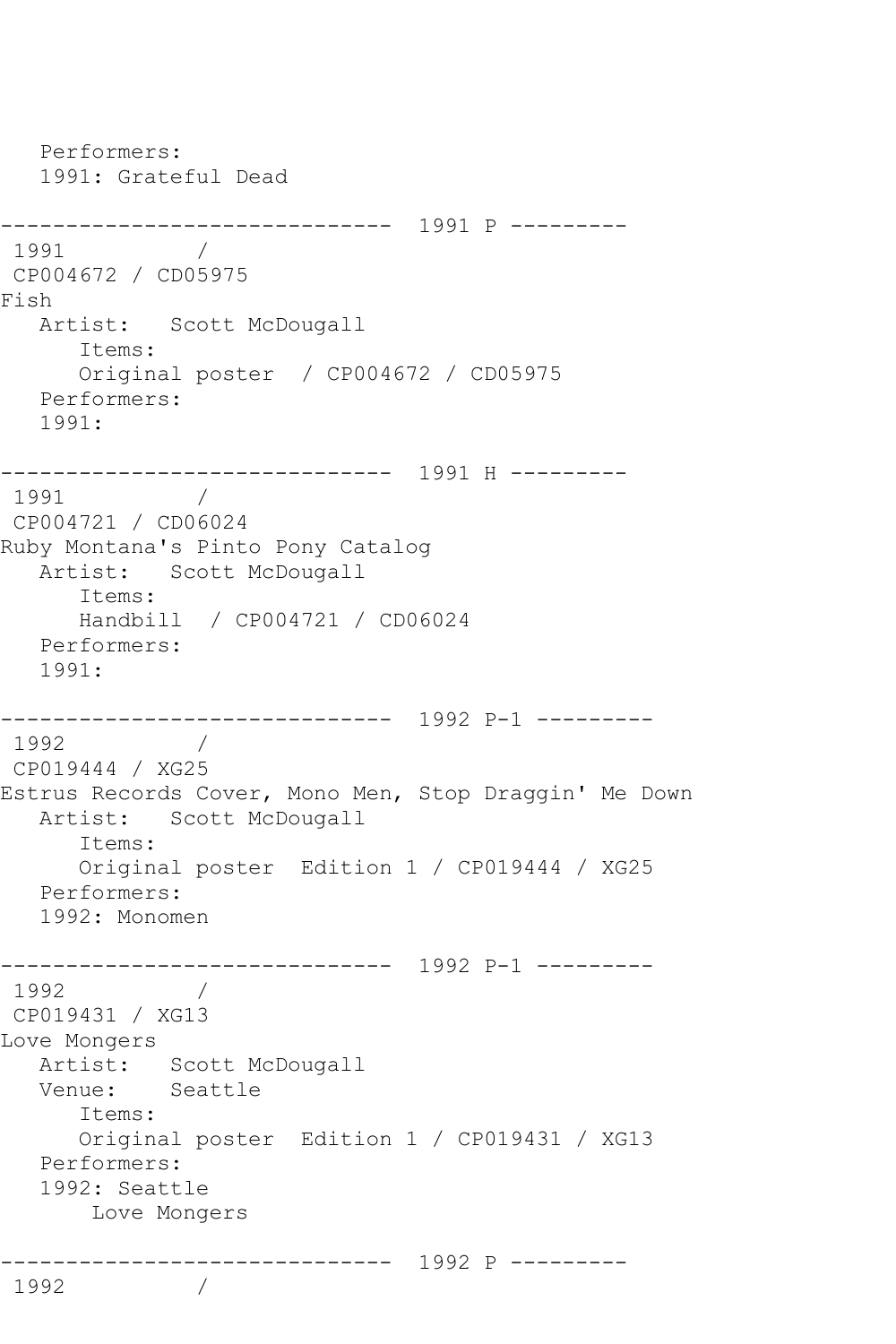```
   Performers:
   1991: Grateful Dead

------------------------------  1991 P ---------
 1991          /
 CP004672 / CD05975
Fish
   Artist:   Scott McDougall
      Items:
      Original poster  / CP004672 / CD05975
   Performers:
   1991:

------------------------------  1991 H ---------
 1991          /
 CP004721 / CD06024
Ruby Montana's Pinto Pony Catalog
   Artist:   Scott McDougall
      Items:
      Handbill  / CP004721 / CD06024
   Performers:
   1991:

------------------------------  1992 P-1 ---------
 1992          /
 CP019444 / XG25
Estrus Records Cover, Mono Men, Stop Draggin' Me Down
   Artist:   Scott McDougall
      Items:
      Original poster  Edition 1 / CP019444 / XG25
   Performers:
   1992: Monomen

------------------------------  1992 P-1 ---------
 1992          /
 CP019431 / XG13
Love Mongers
   Artist:   Scott McDougall
   Venue:    Seattle
      Items:
      Original poster  Edition 1 / CP019431 / XG13
   Performers:
   1992: Seattle
       Love Mongers

------------------------------  1992 P ---------
 1992          /
```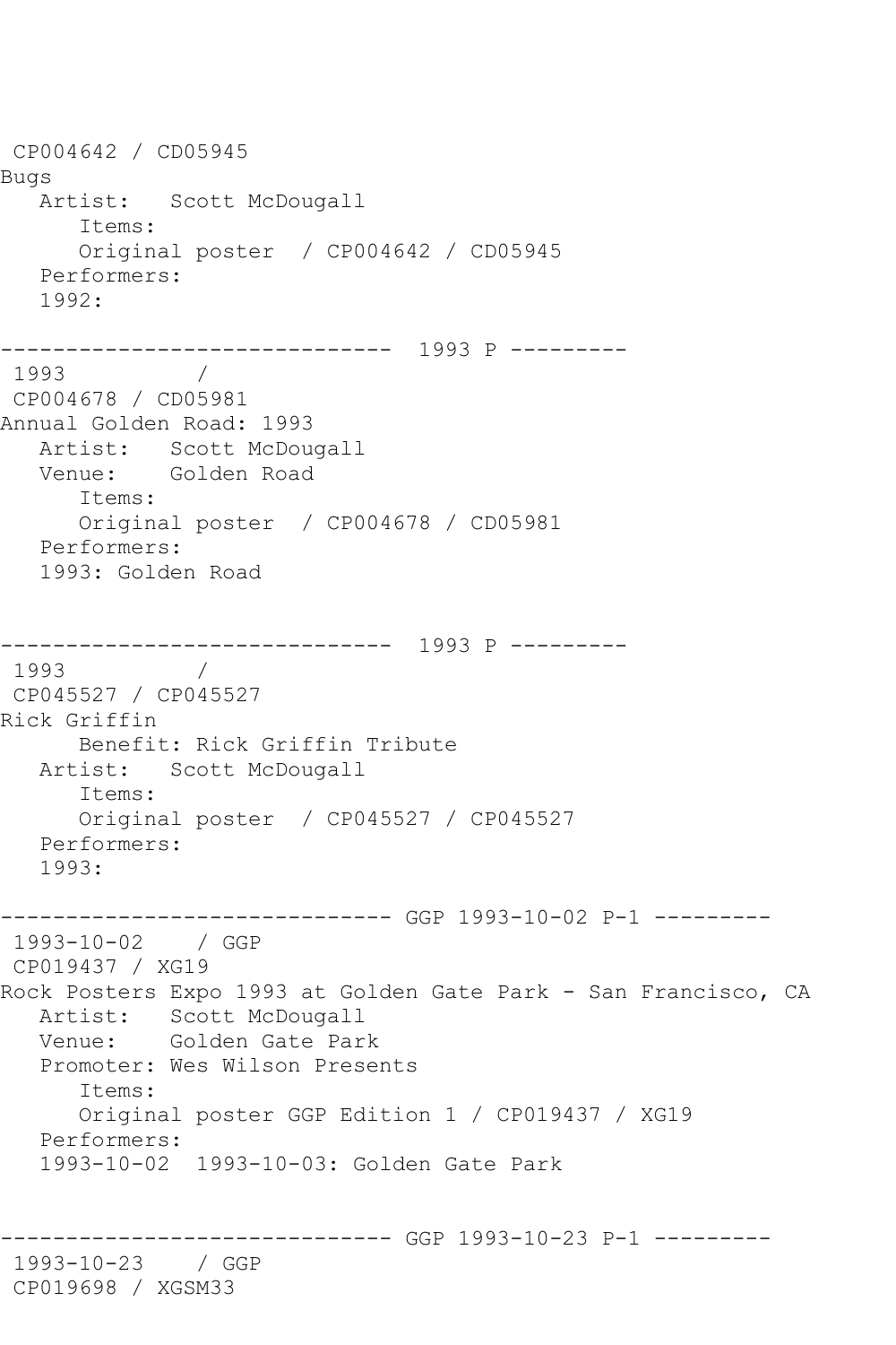CP004642 / CD05945
Bugs
   Artist:   Scott McDougall
      Items:
      Original poster  / CP004642 / CD05945
   Performers:
   1992:

------------------------------  1993 P ---------
1993          /
CP004678 / CD05981
Annual Golden Road: 1993
   Artist:   Scott McDougall
   Venue:    Golden Road
      Items:
      Original poster  / CP004678 / CD05981
   Performers:
   1993: Golden Road

------------------------------  1993 P ---------
1993          /
CP045527 / CP045527
Rick Griffin
      Benefit: Rick Griffin Tribute
   Artist:   Scott McDougall
      Items:
      Original poster  / CP045527 / CP045527
   Performers:
   1993:

------------------------------ GGP 1993-10-02 P-1 ---------
1993-10-02    / GGP
CP019437 / XG19
Rock Posters Expo 1993 at Golden Gate Park - San Francisco, CA
   Artist:   Scott McDougall
   Venue:    Golden Gate Park
   Promoter: Wes Wilson Presents
      Items:
      Original poster GGP Edition 1 / CP019437 / XG19
   Performers:
   1993-10-02  1993-10-03: Golden Gate Park

------------------------------ GGP 1993-10-23 P-1 ---------
1993-10-23    / GGP
CP019698 / XGSM33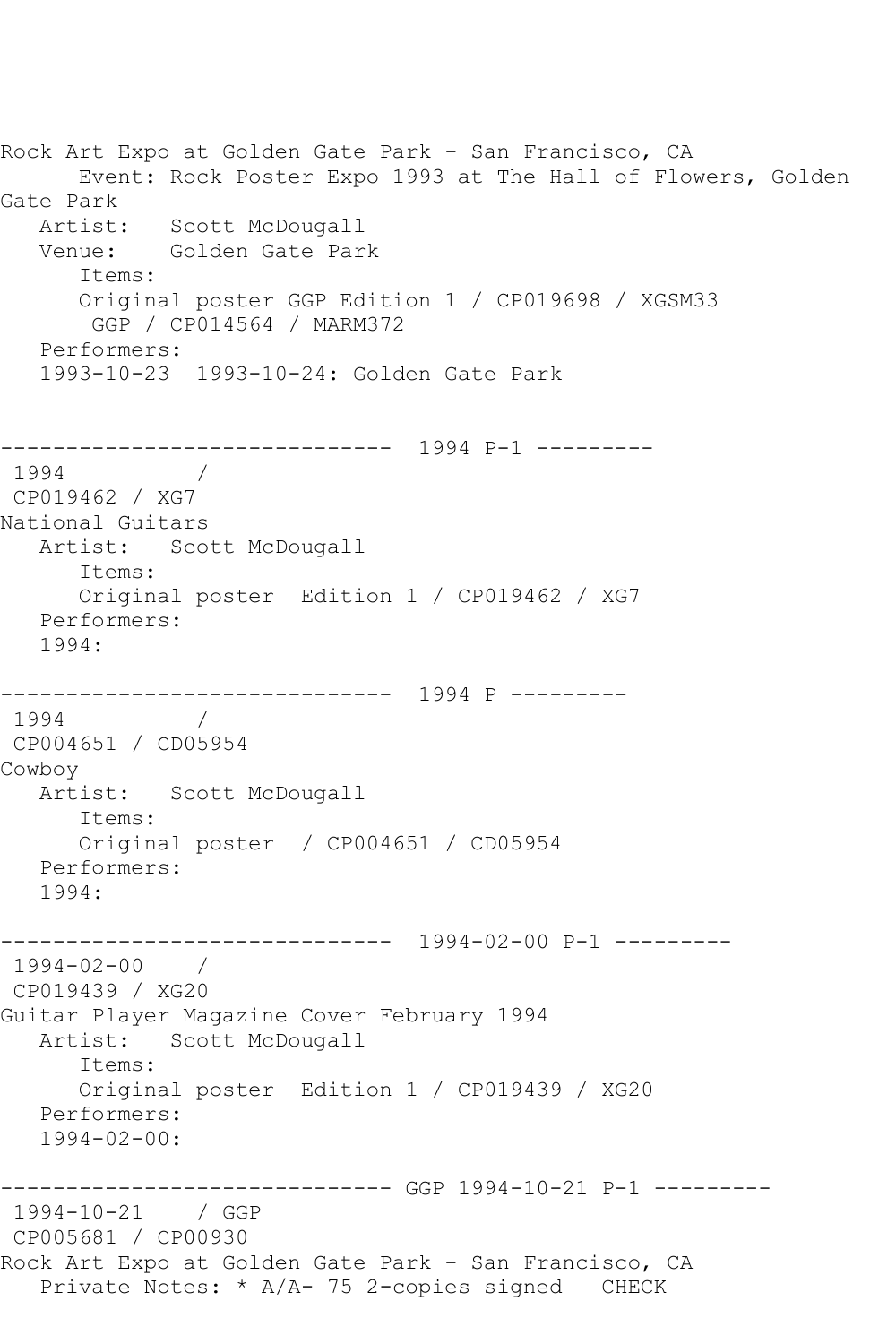Rock Art Expo at Golden Gate Park - San Francisco, CA
Event: Rock Poster Expo 1993 at The Hall of Flowers, Golden Gate Park
Artist: Scott McDougall
Venue: Golden Gate Park
Items:
Original poster GGP Edition 1 / CP019698 / XGSM33
GGP / CP014564 / MARM372
Performers:
1993-10-23 1993-10-24: Golden Gate Park

------------------------------ 1994 P-1 ---------
1994 /
CP019462 / XG7
National Guitars
Artist: Scott McDougall
Items:
Original poster Edition 1 / CP019462 / XG7
Performers:
1994:

------------------------------ 1994 P ---------
1994 /
CP004651 / CD05954
Cowboy
Artist: Scott McDougall
Items:
Original poster / CP004651 / CD05954
Performers:
1994:

------------------------------ 1994-02-00 P-1 ---------
1994-02-00 /
CP019439 / XG20
Guitar Player Magazine Cover February 1994
Artist: Scott McDougall
Items:
Original poster Edition 1 / CP019439 / XG20
Performers:
1994-02-00:

------------------------------ GGP 1994-10-21 P-1 ---------
1994-10-21 / GGP
CP005681 / CP00930
Rock Art Expo at Golden Gate Park - San Francisco, CA
Private Notes: * A/A- 75 2-copies signed CHECK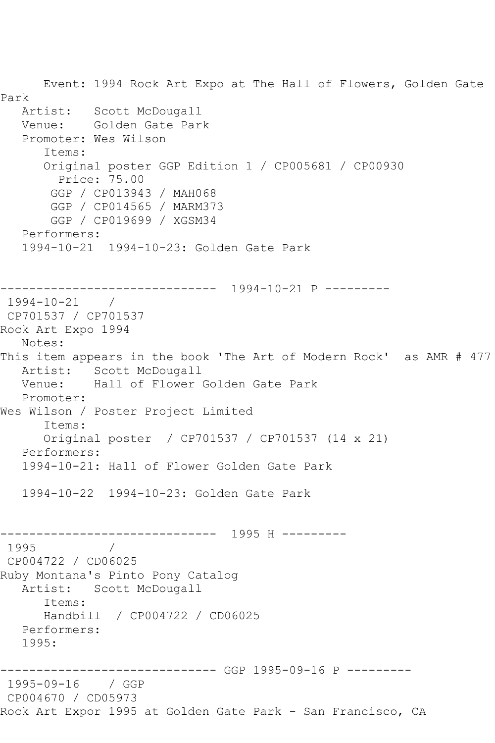Event: 1994 Rock Art Expo at The Hall of Flowers, Golden Gate Park
Artist: Scott McDougall
Venue: Golden Gate Park
Promoter: Wes Wilson
Items:
Original poster GGP Edition 1 / CP005681 / CP00930
Price: 75.00
GGP / CP013943 / MAH068
GGP / CP014565 / MARM373
GGP / CP019699 / XGSM34
Performers:
1994-10-21 1994-10-23: Golden Gate Park

------------------------------ 1994-10-21 P ---------

1994-10-21 /
CP701537 / CP701537
Rock Art Expo 1994
Notes:
This item appears in the book 'The Art of Modern Rock' as AMR # 477
Artist: Scott McDougall
Venue: Hall of Flower Golden Gate Park
Promoter:
Wes Wilson / Poster Project Limited
Items:
Original poster / CP701537 / CP701537 (14 x 21)
Performers:
1994-10-21: Hall of Flower Golden Gate Park

1994-10-22 1994-10-23: Golden Gate Park

------------------------------ 1995 H ---------

1995 /
CP004722 / CD06025
Ruby Montana's Pinto Pony Catalog
Artist: Scott McDougall
Items:
Handbill / CP004722 / CD06025
Performers:
1995:

------------------------------ GGP 1995-09-16 P ---------

1995-09-16 / GGP
CP004670 / CD05973
Rock Art Expor 1995 at Golden Gate Park - San Francisco, CA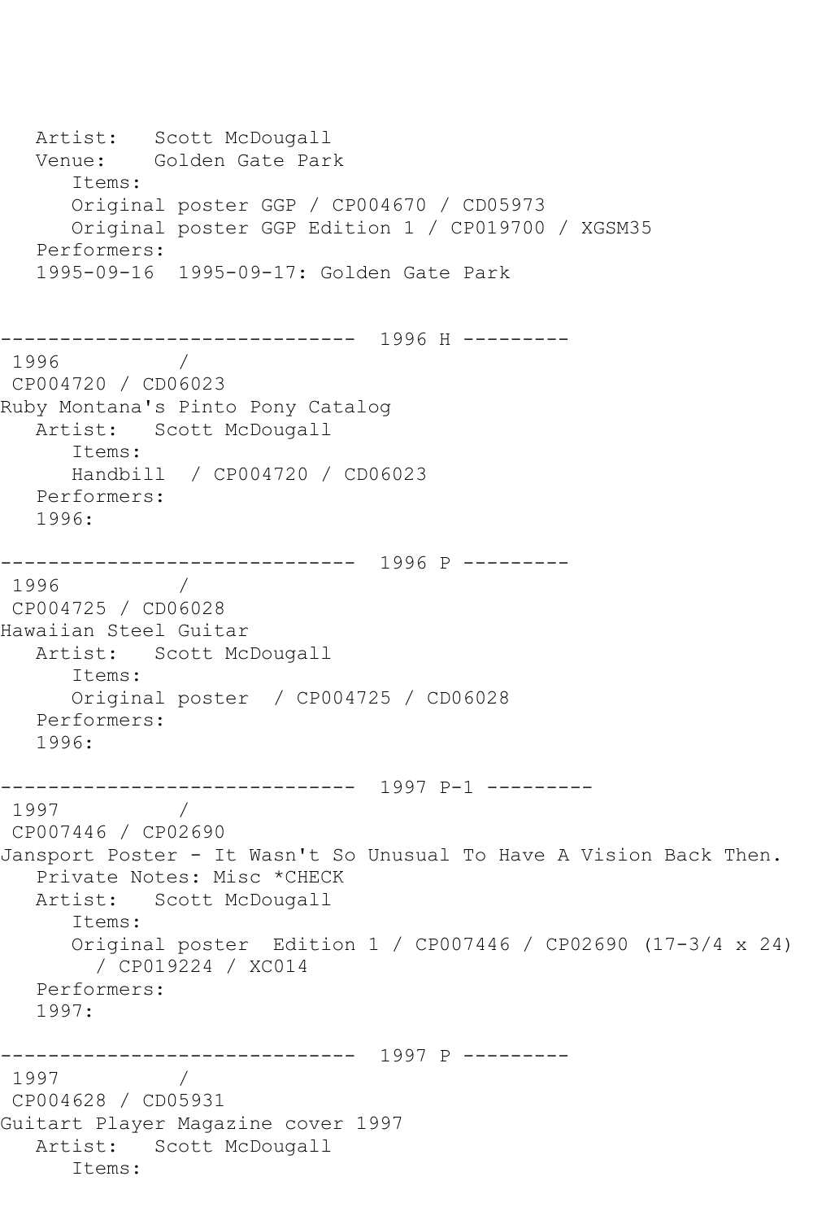```
   Artist:   Scott McDougall
   Venue:    Golden Gate Park
      Items:
      Original poster GGP / CP004670 / CD05973
      Original poster GGP Edition 1 / CP019700 / XGSM35
   Performers:
   1995-09-16  1995-09-17: Golden Gate Park


------------------------------  1996 H ---------
 1996          /
 CP004720 / CD06023
Ruby Montana's Pinto Pony Catalog
   Artist:   Scott McDougall
      Items:
      Handbill  / CP004720 / CD06023
   Performers:
   1996:

------------------------------  1996 P ---------
 1996          /
 CP004725 / CD06028
Hawaiian Steel Guitar
   Artist:   Scott McDougall
      Items:
      Original poster  / CP004725 / CD06028
   Performers:
   1996:

------------------------------  1997 P-1 ---------
 1997          /
 CP007446 / CP02690
Jansport Poster - It Wasn't So Unusual To Have A Vision Back Then.
   Private Notes: Misc *CHECK
   Artist:   Scott McDougall
      Items:
      Original poster  Edition 1 / CP007446 / CP02690 (17-3/4 x 24)
        / CP019224 / XC014
   Performers:
   1997:

------------------------------  1997 P ---------
 1997          /
 CP004628 / CD05931
Guitart Player Magazine cover 1997
   Artist:   Scott McDougall
      Items:
```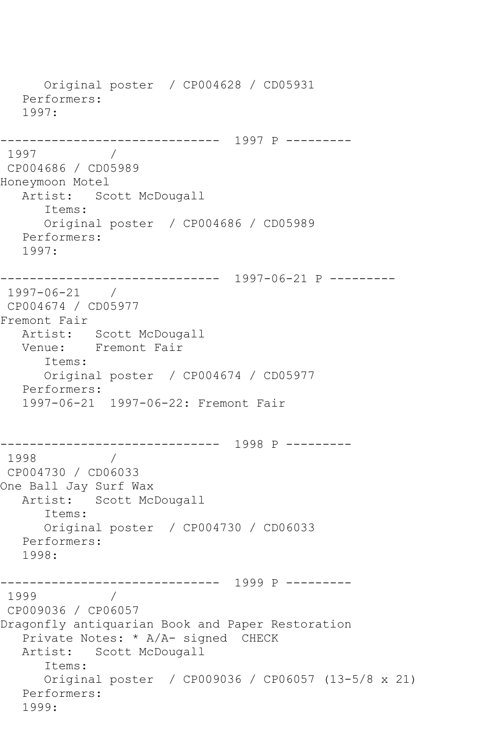```
      Original poster  / CP004628 / CD05931
   Performers:
   1997:

------------------------------  1997 P ---------
 1997          /
 CP004686 / CD05989
Honeymoon Motel
   Artist:   Scott McDougall
      Items:
      Original poster  / CP004686 / CD05989
   Performers:
   1997:

------------------------------  1997-06-21 P ---------
 1997-06-21    /
 CP004674 / CD05977
Fremont Fair
   Artist:   Scott McDougall
   Venue:    Fremont Fair
      Items:
      Original poster  / CP004674 / CD05977
   Performers:
   1997-06-21  1997-06-22: Fremont Fair


------------------------------  1998 P ---------
 1998          /
 CP004730 / CD06033
One Ball Jay Surf Wax
   Artist:   Scott McDougall
      Items:
      Original poster  / CP004730 / CD06033
   Performers:
   1998:

------------------------------  1999 P ---------
 1999          /
 CP009036 / CP06057
Dragonfly antiquarian Book and Paper Restoration
   Private Notes: * A/A- signed  CHECK
   Artist:   Scott McDougall
      Items:
      Original poster  / CP009036 / CP06057 (13-5/8 x 21)
   Performers:
   1999:
```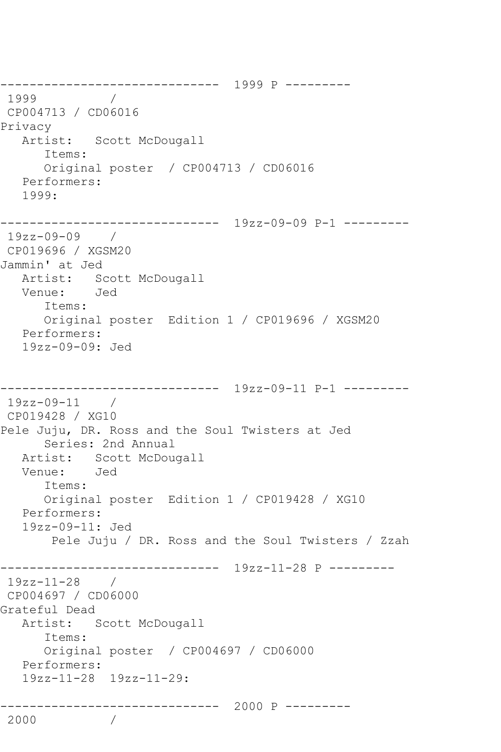```
------------------------------  1999 P ---------
 1999          /
 CP004713 / CD06016
Privacy
   Artist:   Scott McDougall
      Items:
      Original poster  / CP004713 / CD06016
   Performers:
   1999:

------------------------------  19zz-09-09 P-1 ---------
 19zz-09-09    /
 CP019696 / XGSM20
Jammin' at Jed
   Artist:   Scott McDougall
   Venue:    Jed
      Items:
      Original poster  Edition 1 / CP019696 / XGSM20
   Performers:
   19zz-09-09: Jed


------------------------------  19zz-09-11 P-1 ---------
 19zz-09-11    /
 CP019428 / XG10
Pele Juju, DR. Ross and the Soul Twisters at Jed
      Series: 2nd Annual
   Artist:   Scott McDougall
   Venue:    Jed
      Items:
      Original poster  Edition 1 / CP019428 / XG10
   Performers:
   19zz-09-11: Jed
       Pele Juju / DR. Ross and the Soul Twisters / Zzah

------------------------------  19zz-11-28 P ---------
 19zz-11-28    /
 CP004697 / CD06000
Grateful Dead
   Artist:   Scott McDougall
      Items:
      Original poster  / CP004697 / CD06000
   Performers:
   19zz-11-28  19zz-11-29:

------------------------------  2000 P ---------
 2000          /
```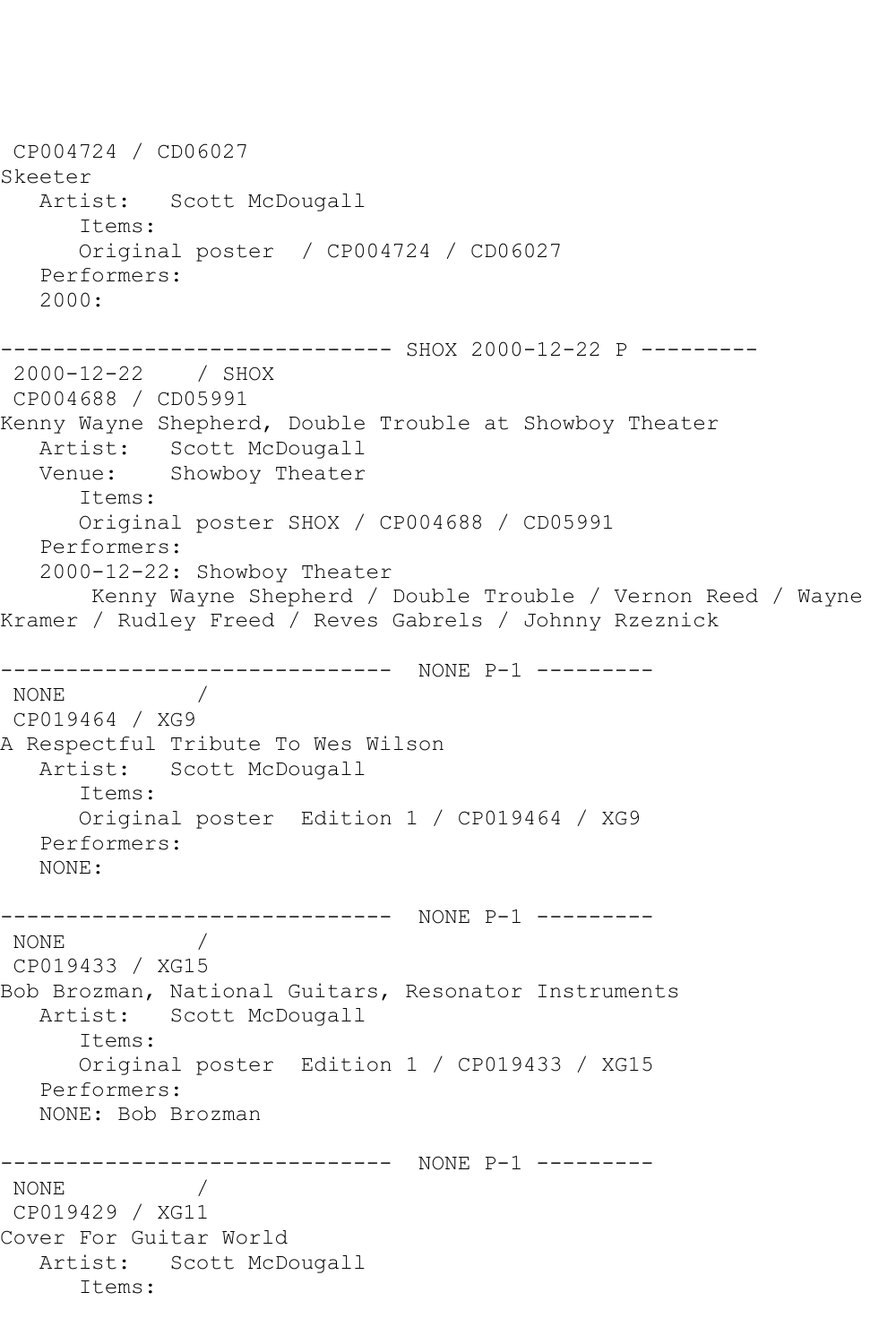CP004724 / CD06027
Skeeter
   Artist:   Scott McDougall
      Items:
      Original poster  / CP004724 / CD06027
   Performers:
   2000:

------------------------------ SHOX 2000-12-22 P ---------
 2000-12-22    / SHOX
 CP004688 / CD05991
Kenny Wayne Shepherd, Double Trouble at Showboy Theater
   Artist:   Scott McDougall
   Venue:    Showboy Theater
      Items:
      Original poster SHOX / CP004688 / CD05991
   Performers:
   2000-12-22: Showboy Theater
       Kenny Wayne Shepherd / Double Trouble / Vernon Reed / Wayne Kramer / Rudley Freed / Reves Gabrels / Johnny Rzeznick

------------------------------  NONE P-1 ---------
 NONE          /
 CP019464 / XG9
A Respectful Tribute To Wes Wilson
   Artist:   Scott McDougall
      Items:
      Original poster  Edition 1 / CP019464 / XG9
   Performers:
   NONE:

------------------------------  NONE P-1 ---------
 NONE          /
 CP019433 / XG15
Bob Brozman, National Guitars, Resonator Instruments
   Artist:   Scott McDougall
      Items:
      Original poster  Edition 1 / CP019433 / XG15
   Performers:
   NONE: Bob Brozman

------------------------------  NONE P-1 ---------
 NONE          /
 CP019429 / XG11
Cover For Guitar World
   Artist:   Scott McDougall
      Items: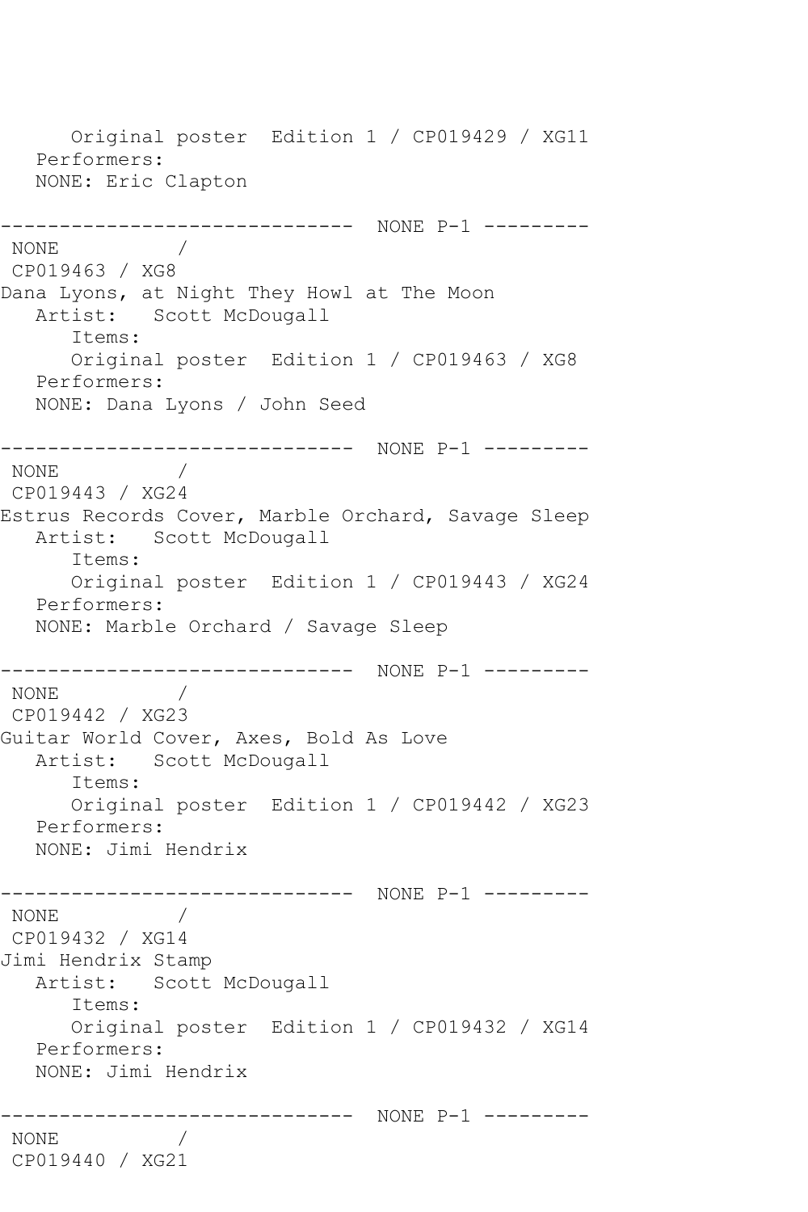Original poster  Edition 1 / CP019429 / XG11
   Performers:
   NONE: Eric Clapton

------------------------------  NONE P-1 ---------
 NONE           /
 CP019463 / XG8
Dana Lyons, at Night They Howl at The Moon
   Artist:   Scott McDougall
      Items:
      Original poster  Edition 1 / CP019463 / XG8
   Performers:
   NONE: Dana Lyons / John Seed

------------------------------  NONE P-1 ---------
 NONE           /
 CP019443 / XG24
Estrus Records Cover, Marble Orchard, Savage Sleep
   Artist:   Scott McDougall
      Items:
      Original poster  Edition 1 / CP019443 / XG24
   Performers:
   NONE: Marble Orchard / Savage Sleep

------------------------------  NONE P-1 ---------
 NONE           /
 CP019442 / XG23
Guitar World Cover, Axes, Bold As Love
   Artist:   Scott McDougall
      Items:
      Original poster  Edition 1 / CP019442 / XG23
   Performers:
   NONE: Jimi Hendrix

------------------------------  NONE P-1 ---------
 NONE           /
 CP019432 / XG14
Jimi Hendrix Stamp
   Artist:   Scott McDougall
      Items:
      Original poster  Edition 1 / CP019432 / XG14
   Performers:
   NONE: Jimi Hendrix

------------------------------  NONE P-1 ---------
 NONE           /
 CP019440 / XG21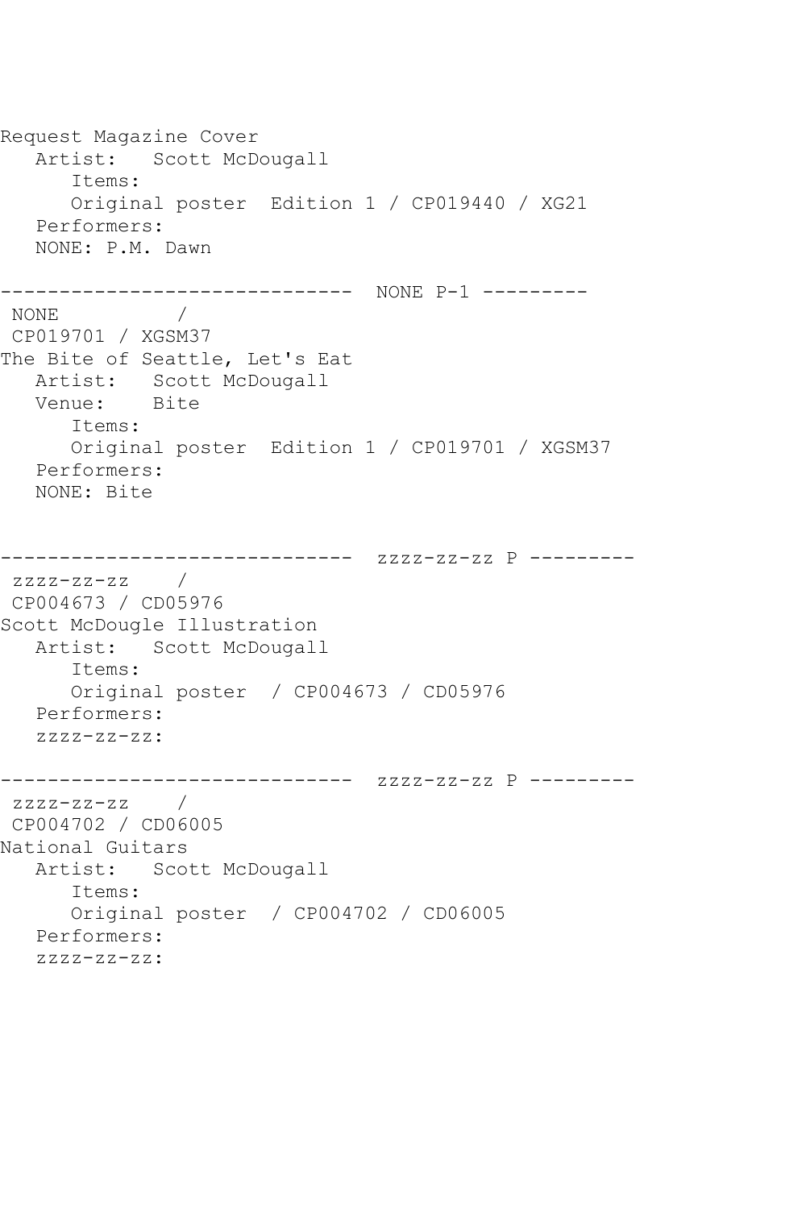```
Request Magazine Cover
   Artist:   Scott McDougall
      Items:
      Original poster  Edition 1 / CP019440 / XG21
   Performers:
   NONE: P.M. Dawn

------------------------------  NONE P-1 ---------
 NONE          /
 CP019701 / XGSM37
The Bite of Seattle, Let's Eat
   Artist:   Scott McDougall
   Venue:    Bite
      Items:
      Original poster  Edition 1 / CP019701 / XGSM37
   Performers:
   NONE: Bite


------------------------------  zzzz-zz-zz P ---------
 zzzz-zz-zz    /
 CP004673 / CD05976
Scott McDougle Illustration
   Artist:   Scott McDougall
      Items:
      Original poster  / CP004673 / CD05976
   Performers:
   zzzz-zz-zz:

------------------------------  zzzz-zz-zz P ---------
 zzzz-zz-zz    /
 CP004702 / CD06005
National Guitars
   Artist:   Scott McDougall
      Items:
      Original poster  / CP004702 / CD06005
   Performers:
   zzzz-zz-zz:
```